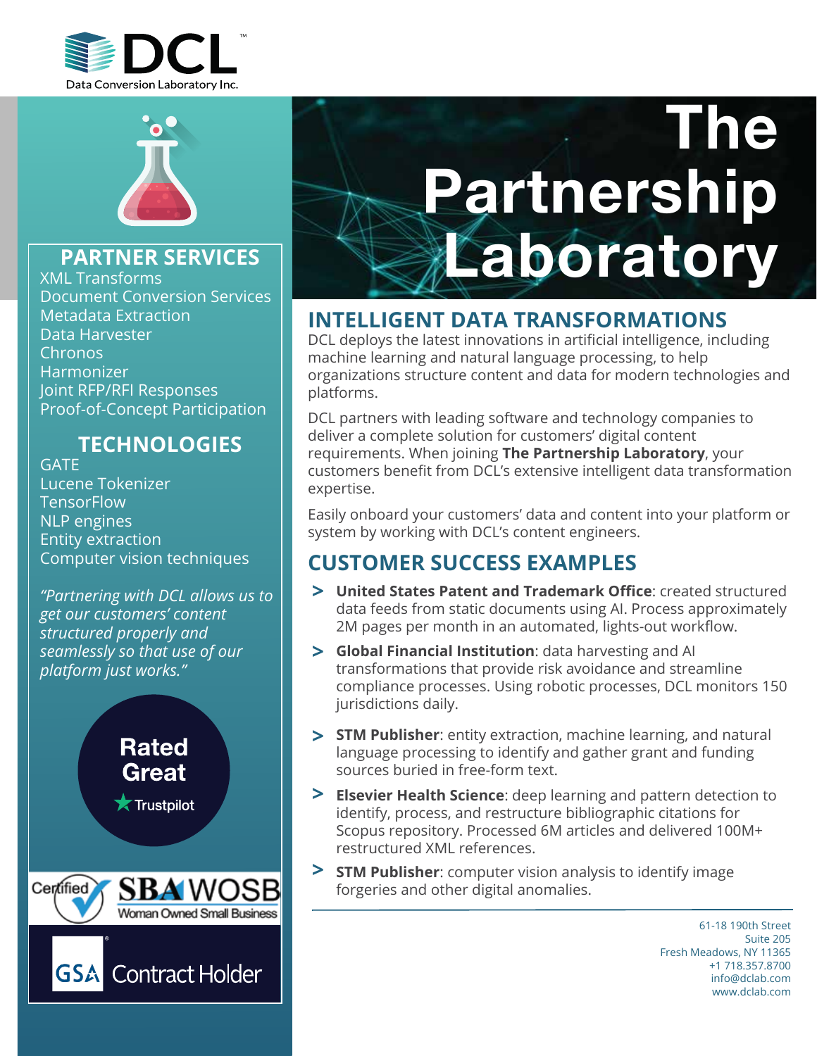DCL

Data Conversion Laboratory Inc.

# The Partnership Laboratory

## INTELLIGENT DATA TRANSFORMATIONS

DCL deploys the latest innovations in artificial intelligence, including machine learning and natural language processing, to help organizations structure content and data for modern technologies and platforms.

DCL partners with leading software and technology companies to deliver a complete solution for customers' digital content requirements. When joining **The Partnership Laboratory**, your customers benefit from DCL's extensive intelligent data transformation expertise.

Easily onboard your customers' data and content into your platform or system by working with DCL's content engineers.

## CUSTOMER SUCCESS EXAMPLES

- **United States Patent and Trademark Office**: created structured data feeds from static documents using AI. Process approximately 2M pages per month in an automated, lights-out workflow.
- **Global Financial Institution**: data harvesting and AI transformations that provide risk avoidance and streamline compliance processes. Using robotic processes, DCL monitors 150 jurisdictions daily.
- **STM Publisher**: entity extraction, machine learning, and natural language processing to identify and gather grant and funding sources buried in free-form text.
- **Elsevier Health Science**: deep learning and pattern detection to identify, process, and restructure bibliographic citations for Scopus repository. Processed 6M articles and delivered 100M+ restructured XML references.
- **STM Publisher**: computer vision analysis to identify image forgeries and other digital anomalies.

## PARTNER SERVICES

- XML Transforms
- Document Conversion Services
- Metadata Extraction
- Data Harvester
- Chronos
- Harmonizer
- Joint RFP/RFI Responses
- Proof-of-Concept Participation

## TECHNOLOGIES

- GATE
- Lucene Tokenizer
- TensorFlow
- NLP engines
- Entity extraction
- Computer vision techniques

*"Partnering with DCL allows us to get our customers' content structured properly and seamlessly so that use of our platform just works."*

Rated Great

Trustpilot

Certified SBA WOSB Woman Owned Small Business

GSA Contract Holder

61-18 190th Street
Suite 205
Fresh Meadows, NY 11365
+1 718.357.8700
info@dclab.com
www.dclab.com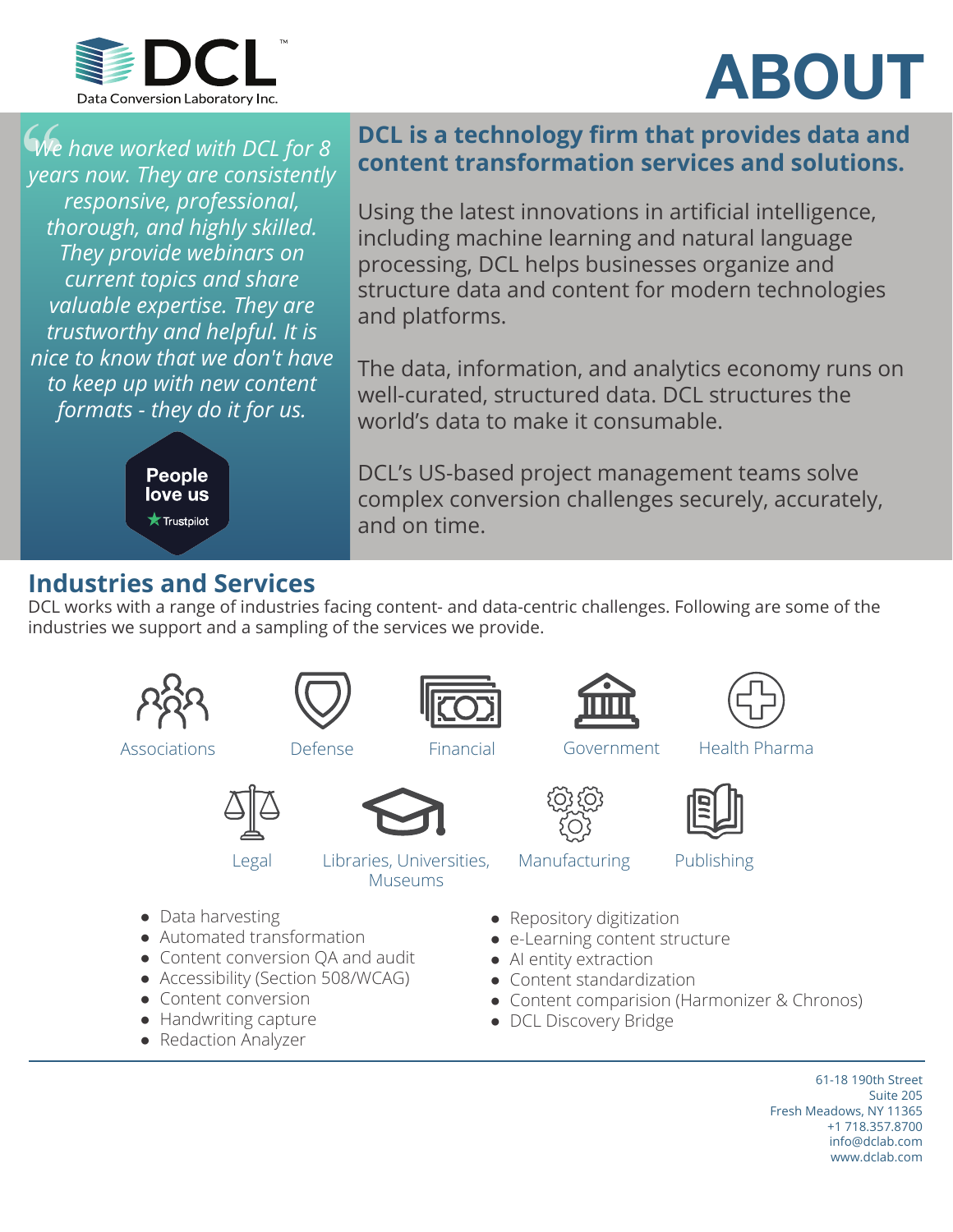DCL

Data Conversion Laboratory Inc.

# ABOUT

*"We have worked with DCL for 8 years now. They are consistently responsive, professional, thorough, and highly skilled. They provide webinars on current topics and share valuable expertise. They are trustworthy and helpful. It is nice to know that we don't have to keep up with new content formats - they do it for us.*

People love us

Trustpilot

## DCL is a technology firm that provides data and content transformation services and solutions.

Using the latest innovations in artificial intelligence, including machine learning and natural language processing, DCL helps businesses organize and structure data and content for modern technologies and platforms.

The data, information, and analytics economy runs on well-curated, structured data. DCL structures the world's data to make it consumable.

DCL's US-based project management teams solve complex conversion challenges securely, accurately, and on time.

## Industries and Services

DCL works with a range of industries facing content- and data-centric challenges. Following are some of the industries we support and a sampling of the services we provide.

Associations

Defense

Financial

Government

Health Pharma

Legal

Libraries, Universities, Museums

Manufacturing

Publishing

- Data harvesting
- Automated transformation
- Content conversion QA and audit
- Accessibility (Section 508/WCAG)
- Content conversion
- Handwriting capture
- Redaction Analyzer
- Repository digitization
- e-Learning content structure
- AI entity extraction
- Content standardization
- Content comparision (Harmonizer & Chronos)
- DCL Discovery Bridge

61-18 190th Street
Suite 205
Fresh Meadows, NY 11365
+1 718.357.8700
info@dclab.com
www.dclab.com